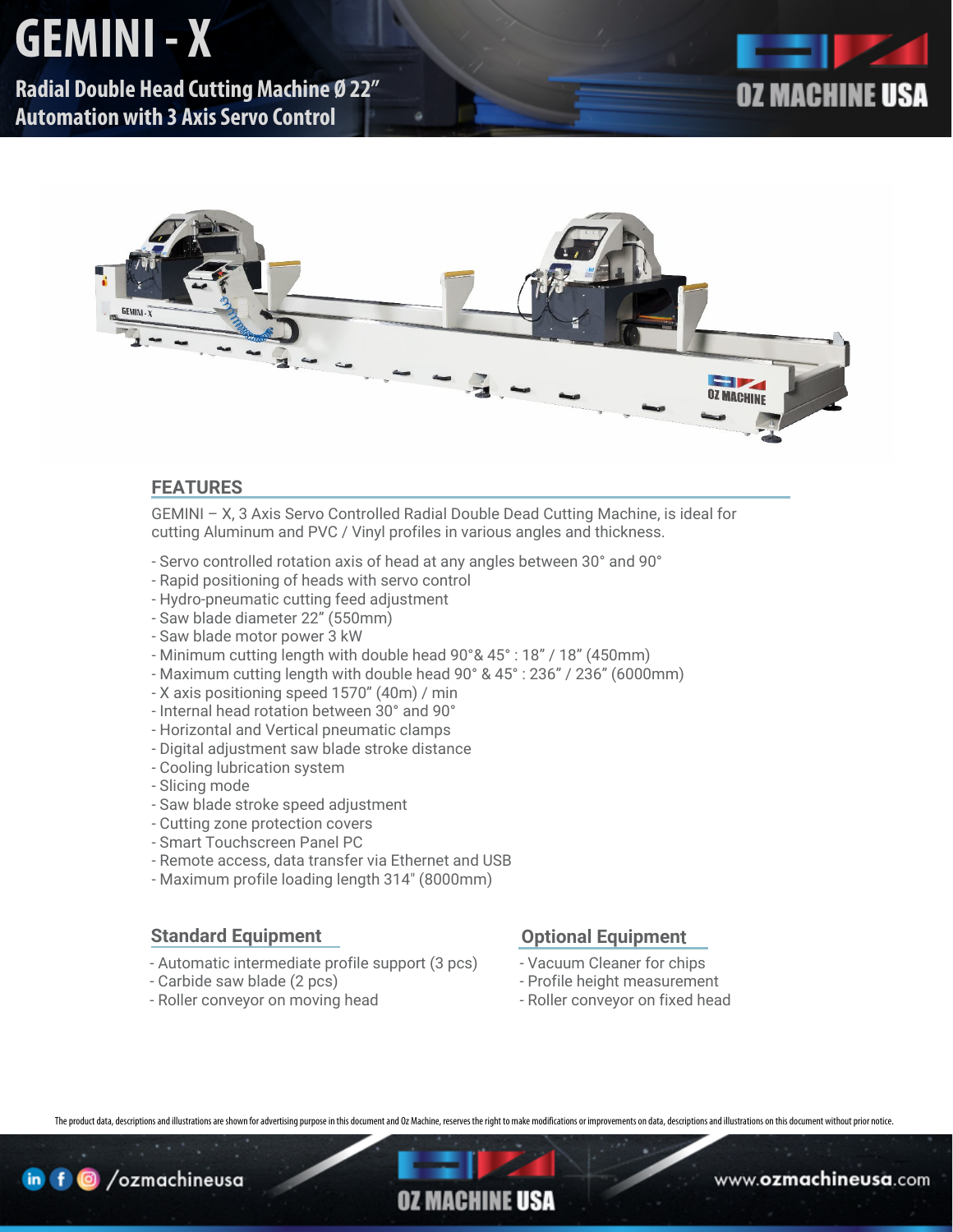# GEMINI - X

## Radial Double Head Cutting Machine Ø 22"
## Automation with 3 Axis Servo Control

OZ MACHINE USA

## FEATURES

GEMINI – X, 3 Axis Servo Controlled Radial Double Dead Cutting Machine, is ideal for cutting Aluminum and PVC / Vinyl profiles in various angles and thickness.

- Servo controlled rotation axis of head at any angles between 30° and 90°
- Rapid positioning of heads with servo control
- Hydro-pneumatic cutting feed adjustment
- Saw blade diameter 22" (550mm)
- Saw blade motor power 3 kW
- Minimum cutting length with double head 90°& 45° : 18" / 18" (450mm)
- Maximum cutting length with double head 90° & 45° : 236" / 236" (6000mm)
- X axis positioning speed 1570" (40m) / min
- Internal head rotation between 30° and 90°
- Horizontal and Vertical pneumatic clamps
- Digital adjustment saw blade stroke distance
- Cooling lubrication system
- Slicing mode
- Saw blade stroke speed adjustment
- Cutting zone protection covers
- Smart Touchscreen Panel PC
- Remote access, data transfer via Ethernet and USB
- Maximum profile loading length 314" (8000mm)

## Standard Equipment

- Automatic intermediate profile support (3 pcs)
- Carbide saw blade (2 pcs)
- Roller conveyor on moving head

## Optional Equipment

- Vacuum Cleaner for chips
- Profile height measurement
- Roller conveyor on fixed head

The product data, descriptions and illustrations are shown for advertising purpose in this document and Oz Machine, reserves the right to make modifications or improvements on data, descriptions and illustrations on this document without prior notice.

/ozmachineusa

www.ozmachineusa.com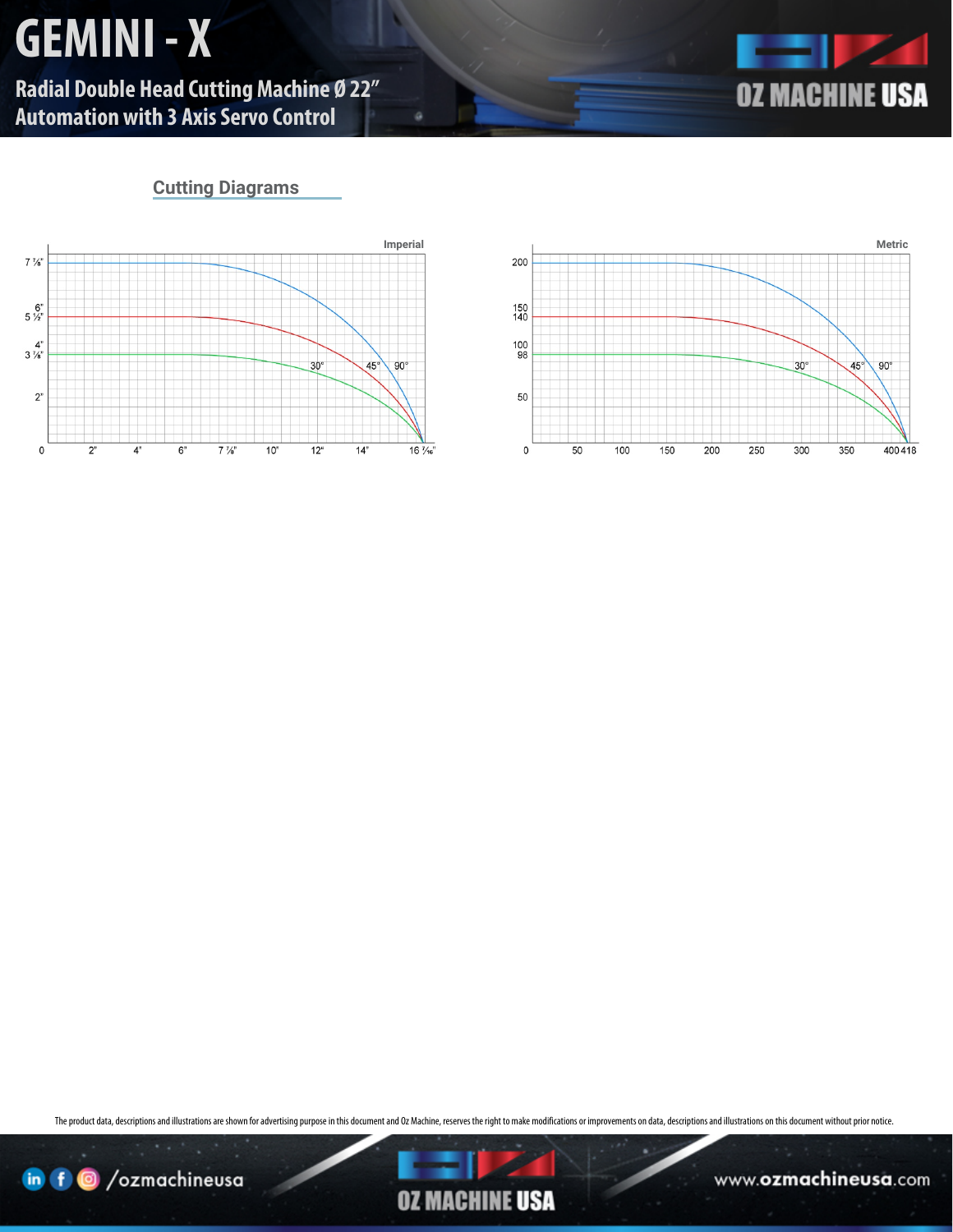# GEMINI - X

**Radial Double Head Cutting Machine Ø 22"**
**Automation with 3 Axis Servo Control**

OZ MACHINE USA

## Cutting Diagrams

Imperial

7 ⅞"
6"
5 ½"
4"
3 ⅞"
2"
0
2"
4"
6"
7 ⅞"
10"
12"
14"
16 ⁷⁄₁₆"
30°
45°
90°

Metric

200
150
140
100
98
50
0
50
100
150
200
250
300
350
400
418
30°
45°
90°

The product data, descriptions and illustrations are shown for advertising purpose in this document and Oz Machine, reserves the right to make modifications or improvements on data, descriptions and illustrations on this document without prior notice.

/ozmachineusa

OZ MACHINE USA

www.ozmachineusa.com